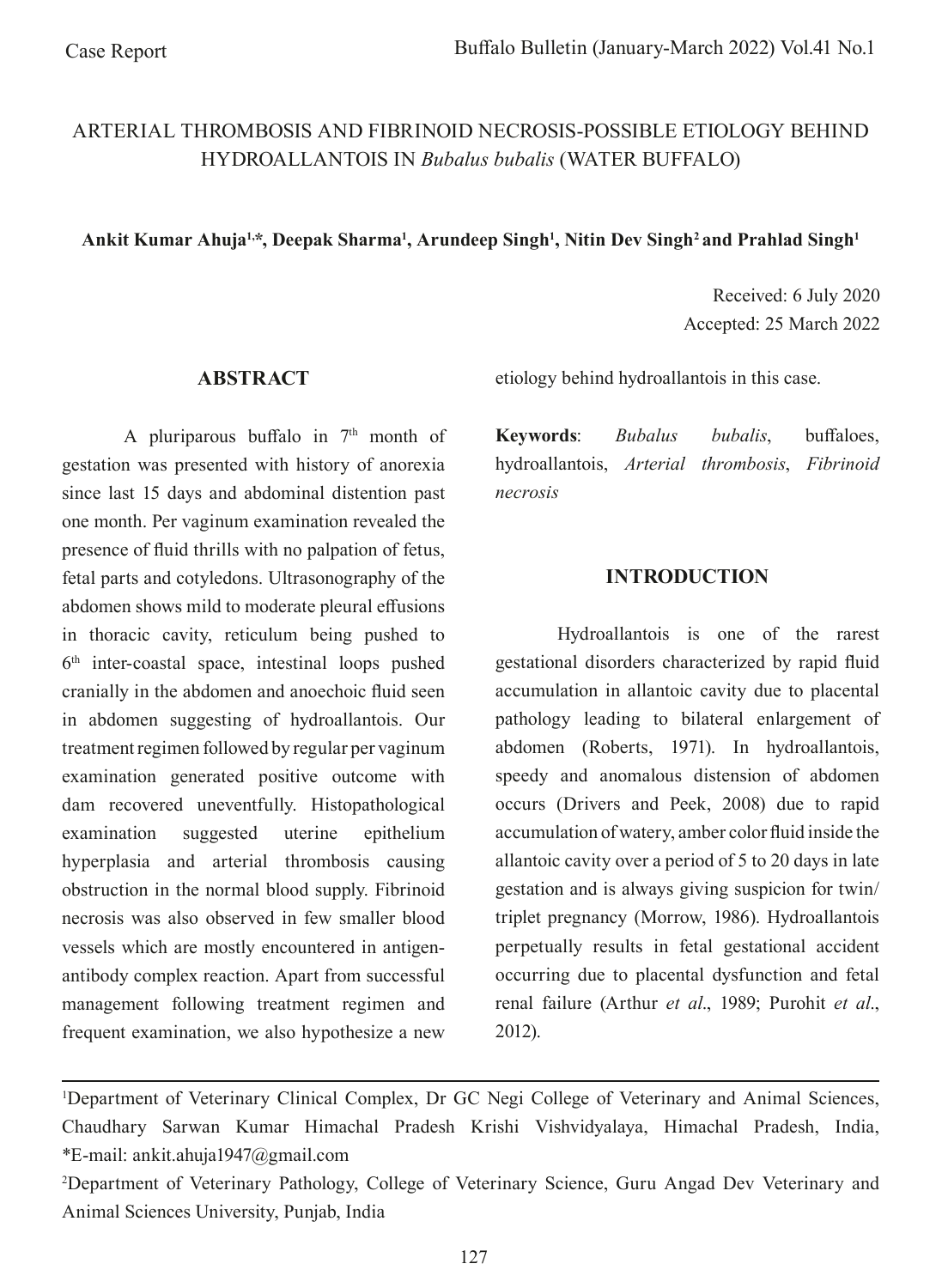Case Report

# ARTERIAL THROMBOSIS AND FIBRINOID NECROSIS-POSSIBLE ETIOLOGY BEHIND HYDROALLANTOIS IN *Bubalus bubalis* (WATER BUFFALO)

**Ankit Kumar Ahuja[1,*], Deepak Sharma[1], Arundeep Singh[1], Nitin Dev Singh[2] and Prahlad Singh[1]**

Received: 6 July 2020
Accepted: 25 March 2022

## ABSTRACT

A pluriparous buffalo in 7th month of gestation was presented with history of anorexia since last 15 days and abdominal distention past one month. Per vaginum examination revealed the presence of fluid thrills with no palpation of fetus, fetal parts and cotyledons. Ultrasonography of the abdomen shows mild to moderate pleural effusions in thoracic cavity, reticulum being pushed to 6th inter-coastal space, intestinal loops pushed cranially in the abdomen and anoechoic fluid seen in abdomen suggesting of hydroallantois. Our treatment regimen followed by regular per vaginum examination generated positive outcome with dam recovered uneventfully. Histopathological examination suggested uterine epithelium hyperplasia and arterial thrombosis causing obstruction in the normal blood supply. Fibrinoid necrosis was also observed in few smaller blood vessels which are mostly encountered in antigen-antibody complex reaction. Apart from successful management following treatment regimen and frequent examination, we also hypothesize a new etiology behind hydroallantois in this case.

**Keywords**: *Bubalus bubalis*, buffaloes, hydroallantois, *Arterial thrombosis*, *Fibrinoid necrosis*

## INTRODUCTION

Hydroallantois is one of the rarest gestational disorders characterized by rapid fluid accumulation in allantoic cavity due to placental pathology leading to bilateral enlargement of abdomen (Roberts, 1971). In hydroallantois, speedy and anomalous distension of abdomen occurs (Drivers and Peek, 2008) due to rapid accumulation of watery, amber color fluid inside the allantoic cavity over a period of 5 to 20 days in late gestation and is always giving suspicion for twin/triplet pregnancy (Morrow, 1986). Hydroallantois perpetually results in fetal gestational accident occurring due to placental dysfunction and fetal renal failure (Arthur *et al*., 1989; Purohit *et al*., 2012).

---

[1]Department of Veterinary Clinical Complex, Dr GC Negi College of Veterinary and Animal Sciences, Chaudhary Sarwan Kumar Himachal Pradesh Krishi Vishvidyalaya, Himachal Pradesh, India, *E-mail: ankit.ahuja1947@gmail.com

[2]Department of Veterinary Pathology, College of Veterinary Science, Guru Angad Dev Veterinary and Animal Sciences University, Punjab, India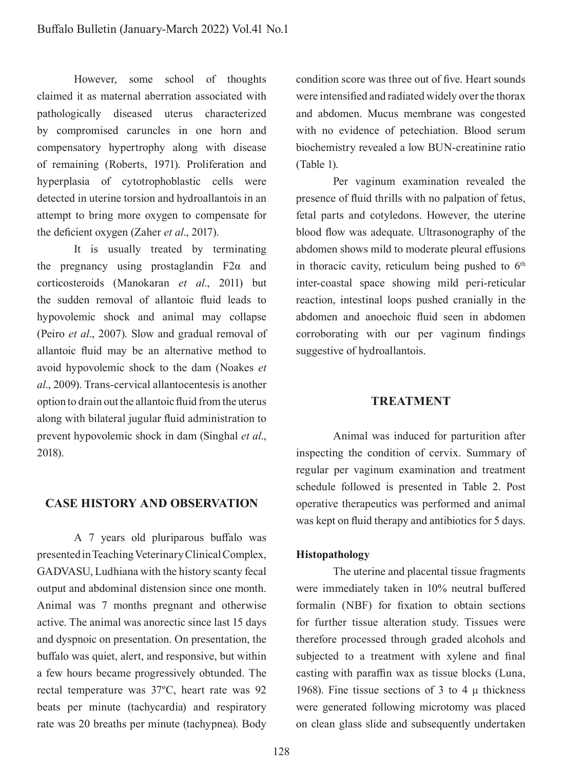However, some school of thoughts claimed it as maternal aberration associated with pathologically diseased uterus characterized by compromised caruncles in one horn and compensatory hypertrophy along with disease of remaining (Roberts, 1971). Proliferation and hyperplasia of cytotrophoblastic cells were detected in uterine torsion and hydroallantois in an attempt to bring more oxygen to compensate for the deficient oxygen (Zaher *et al*., 2017).

It is usually treated by terminating the pregnancy using prostaglandin F2α and corticosteroids (Manokaran *et al*., 2011) but the sudden removal of allantoic fluid leads to hypovolemic shock and animal may collapse (Peiro *et al*., 2007). Slow and gradual removal of allantoic fluid may be an alternative method to avoid hypovolemic shock to the dam (Noakes *et al*., 2009). Trans-cervical allantocentesis is another option to drain out the allantoic fluid from the uterus along with bilateral jugular fluid administration to prevent hypovolemic shock in dam (Singhal *et al*., 2018).

## CASE HISTORY AND OBSERVATION

A 7 years old pluriparous buffalo was presented in Teaching Veterinary Clinical Complex, GADVASU, Ludhiana with the history scanty fecal output and abdominal distension since one month. Animal was 7 months pregnant and otherwise active. The animal was anorectic since last 15 days and dyspnoic on presentation. On presentation, the buffalo was quiet, alert, and responsive, but within a few hours became progressively obtunded. The rectal temperature was 37ºC, heart rate was 92 beats per minute (tachycardia) and respiratory rate was 20 breaths per minute (tachypnea). Body condition score was three out of five. Heart sounds were intensified and radiated widely over the thorax and abdomen. Mucus membrane was congested with no evidence of petechiation. Blood serum biochemistry revealed a low BUN-creatinine ratio (Table 1).

Per vaginum examination revealed the presence of fluid thrills with no palpation of fetus, fetal parts and cotyledons. However, the uterine blood flow was adequate. Ultrasonography of the abdomen shows mild to moderate pleural effusions in thoracic cavity, reticulum being pushed to $6^{th}$ inter-coastal space showing mild peri-reticular reaction, intestinal loops pushed cranially in the abdomen and anoechoic fluid seen in abdomen corroborating with our per vaginum findings suggestive of hydroallantois.

## TREATMENT

Animal was induced for parturition after inspecting the condition of cervix. Summary of regular per vaginum examination and treatment schedule followed is presented in Table 2. Post operative therapeutics was performed and animal was kept on fluid therapy and antibiotics for 5 days.

### Histopathology

The uterine and placental tissue fragments were immediately taken in 10% neutral buffered formalin (NBF) for fixation to obtain sections for further tissue alteration study. Tissues were therefore processed through graded alcohols and subjected to a treatment with xylene and final casting with paraffin wax as tissue blocks (Luna, 1968). Fine tissue sections of 3 to 4 μ thickness were generated following microtomy was placed on clean glass slide and subsequently undertaken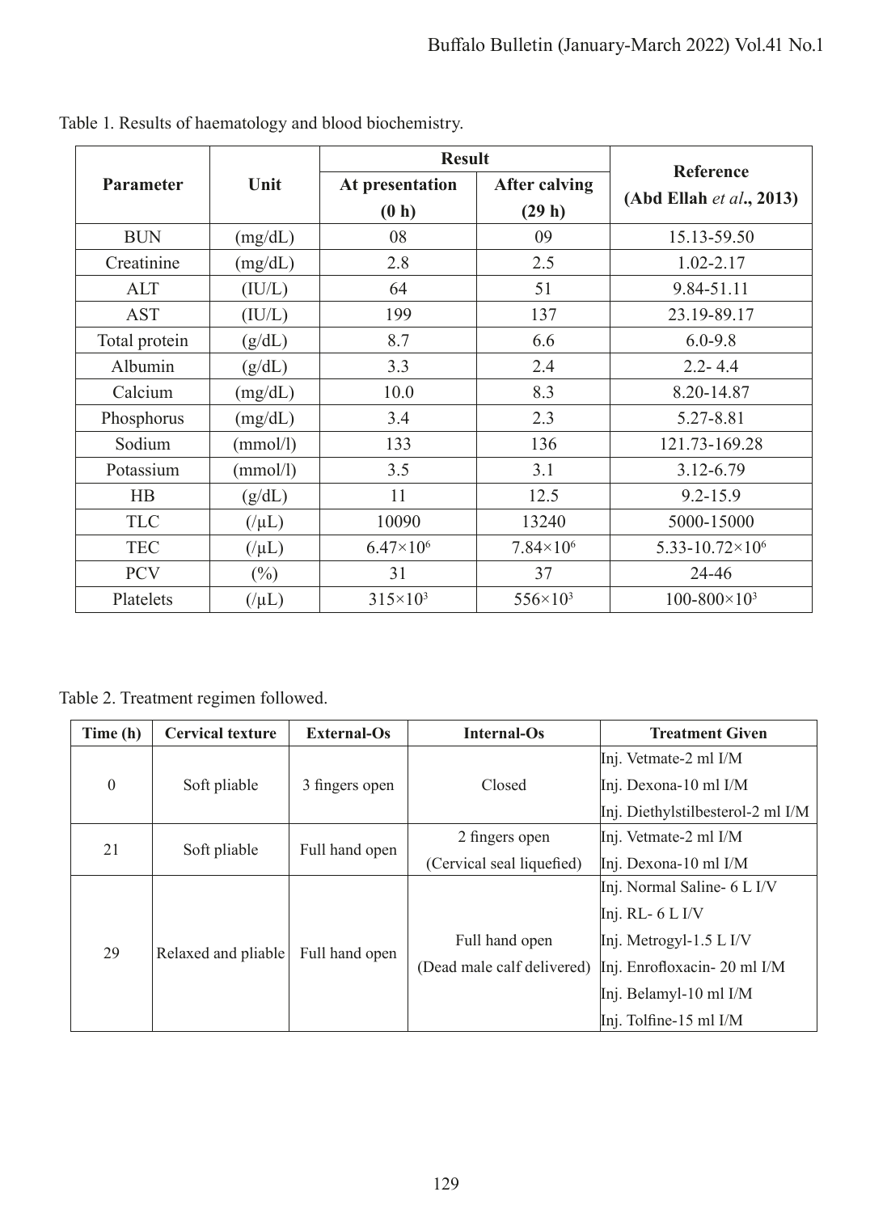Table 1. Results of haematology and blood biochemistry.

| Parameter | Unit | Result | | Reference (Abd Ellah *et al*., 2013) |
|---|---|---|---|---|
| | | At presentation (0 h) | After calving (29 h) | |
| BUN | (mg/dL) | 08 | 09 | 15.13-59.50 |
| Creatinine | (mg/dL) | 2.8 | 2.5 | 1.02-2.17 |
| ALT | (IU/L) | 64 | 51 | 9.84-51.11 |
| AST | (IU/L) | 199 | 137 | 23.19-89.17 |
| Total protein | (g/dL) | 8.7 | 6.6 | 6.0-9.8 |
| Albumin | (g/dL) | 3.3 | 2.4 | 2.2- 4.4 |
| Calcium | (mg/dL) | 10.0 | 8.3 | 8.20-14.87 |
| Phosphorus | (mg/dL) | 3.4 | 2.3 | 5.27-8.81 |
| Sodium | (mmol/l) | 133 | 136 | 121.73-169.28 |
| Potassium | (mmol/l) | 3.5 | 3.1 | 3.12-6.79 |
| HB | (g/dL) | 11 | 12.5 | 9.2-15.9 |
| TLC | (/μL) | 10090 | 13240 | 5000-15000 |
| TEC | (/μL) | $6.47\times10^{6}$ | $7.84\times10^{6}$ | $5.33\text{-}10.72\times10^{6}$ |
| PCV | (%) | 31 | 37 | 24-46 |
| Platelets | (/μL) | $315\times10^{3}$ | $556\times10^{3}$ | $100\text{-}800\times10^{3}$ |

Table 2. Treatment regimen followed.

| Time (h) | Cervical texture | External-Os | Internal-Os | Treatment Given |
|---|---|---|---|---|
| 0 | Soft pliable | 3 fingers open | Closed | Inj. Vetmate-2 ml I/M<br>Inj. Dexona-10 ml I/M<br>Inj. Diethylstilbesterol-2 ml I/M |
| 21 | Soft pliable | Full hand open | 2 fingers open (Cervical seal liquefied) | Inj. Vetmate-2 ml I/M<br>Inj. Dexona-10 ml I/M |
| 29 | Relaxed and pliable | Full hand open | Full hand open (Dead male calf delivered) | Inj. Normal Saline- 6 L I/V<br>Inj. RL- 6 L I/V<br>Inj. Metrogyl-1.5 L I/V<br>Inj. Enrofloxacin- 20 ml I/M<br>Inj. Belamyl-10 ml I/M<br>Inj. Tolfine-15 ml I/M |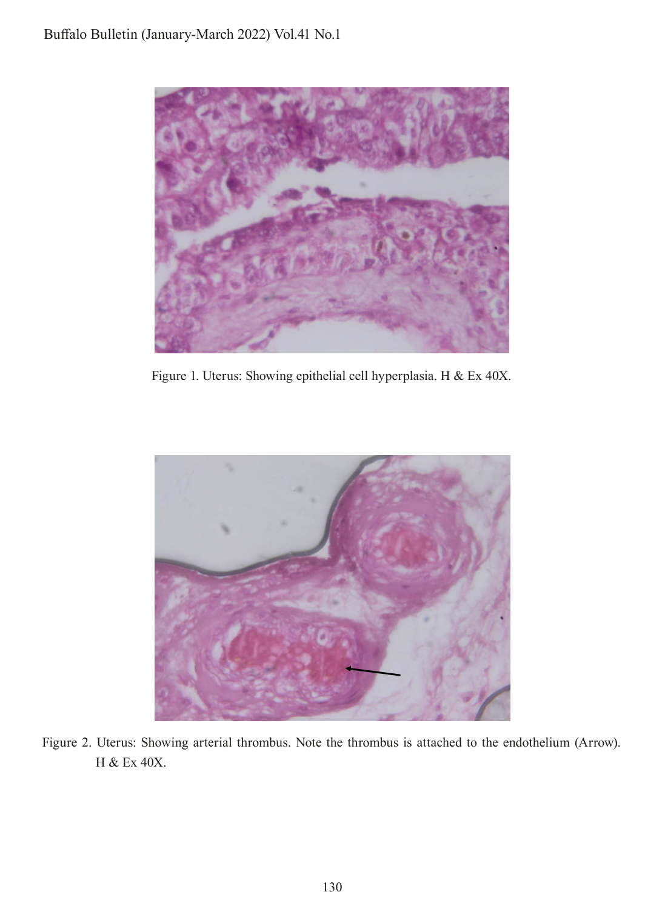Figure 1. Uterus: Showing epithelial cell hyperplasia. H & Ex 40X.

Figure 2. Uterus: Showing arterial thrombus. Note the thrombus is attached to the endothelium (Arrow). H & Ex 40X.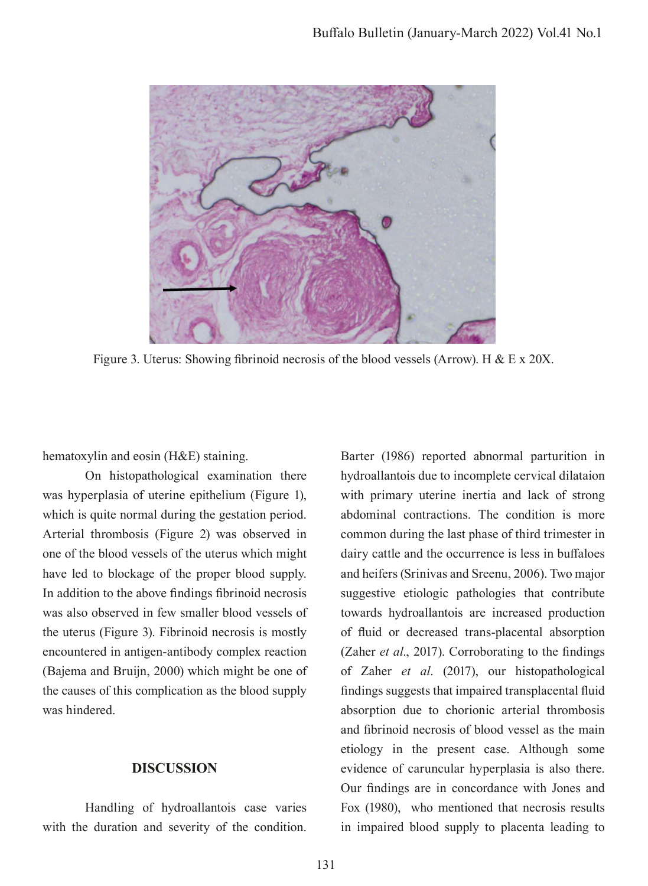Figure 3. Uterus: Showing fibrinoid necrosis of the blood vessels (Arrow). H & E x 20X.

hematoxylin and eosin (H&E) staining.

On histopathological examination there was hyperplasia of uterine epithelium (Figure 1), which is quite normal during the gestation period. Arterial thrombosis (Figure 2) was observed in one of the blood vessels of the uterus which might have led to blockage of the proper blood supply. In addition to the above findings fibrinoid necrosis was also observed in few smaller blood vessels of the uterus (Figure 3). Fibrinoid necrosis is mostly encountered in antigen-antibody complex reaction (Bajema and Bruijn, 2000) which might be one of the causes of this complication as the blood supply was hindered.

## DISCUSSION

Handling of hydroallantois case varies with the duration and severity of the condition. Barter (1986) reported abnormal parturition in hydroallantois due to incomplete cervical dilataion with primary uterine inertia and lack of strong abdominal contractions. The condition is more common during the last phase of third trimester in dairy cattle and the occurrence is less in buffaloes and heifers (Srinivas and Sreenu, 2006). Two major suggestive etiologic pathologies that contribute towards hydroallantois are increased production of fluid or decreased trans-placental absorption (Zaher *et al*., 2017). Corroborating to the findings of Zaher *et al*. (2017), our histopathological findings suggests that impaired transplacental fluid absorption due to chorionic arterial thrombosis and fibrinoid necrosis of blood vessel as the main etiology in the present case. Although some evidence of caruncular hyperplasia is also there. Our findings are in concordance with Jones and Fox (1980), who mentioned that necrosis results in impaired blood supply to placenta leading to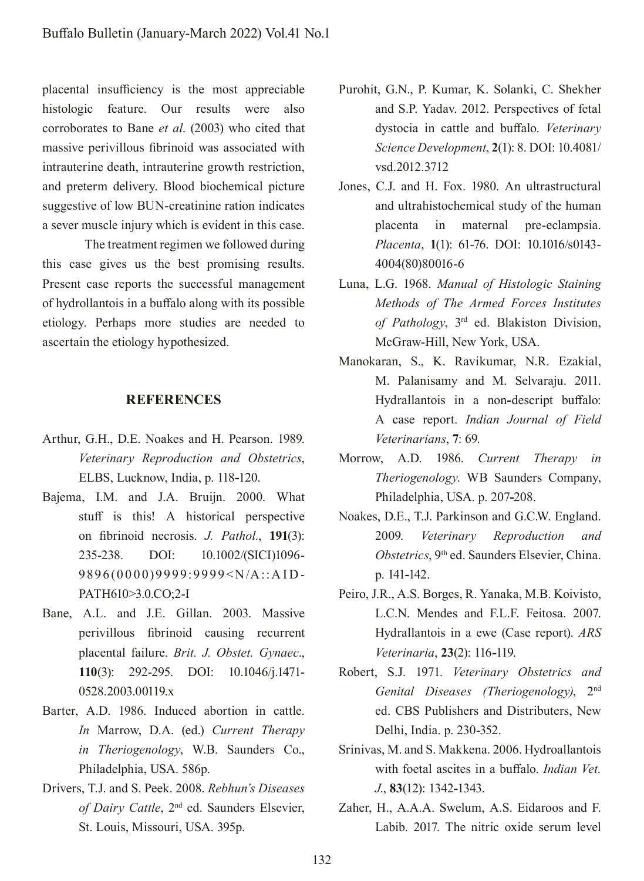placental insufficiency is the most appreciable histologic feature. Our results were also corroborates to Bane *et al*. (2003) who cited that massive perivillous fibrinoid was associated with intrauterine death, intrauterine growth restriction, and preterm delivery. Blood biochemical picture suggestive of low BUN-creatinine ration indicates a sever muscle injury which is evident in this case.

The treatment regimen we followed during this case gives us the best promising results. Present case reports the successful management of hydrollantois in a buffalo along with its possible etiology. Perhaps more studies are needed to ascertain the etiology hypothesized.

## REFERENCES

Arthur, G.H., D.E. Noakes and H. Pearson. 1989. *Veterinary Reproduction and Obstetrics*, ELBS, Lucknow, India, p. 118-120.

Bajema, I.M. and J.A. Bruijn. 2000. What stuff is this! A historical perspective on fibrinoid necrosis. *J. Pathol*., **191**(3): 235-238. DOI: 10.1002/(SICI)1096-9896(0000)9999:9999<N/A::AID-PATH610>3.0.CO;2-I

Bane, A.L. and J.E. Gillan. 2003. Massive perivillous fibrinoid causing recurrent placental failure. *Brit. J. Obstet. Gynaec*., **110**(3): 292-295. DOI: 10.1046/j.1471-0528.2003.00119.x

Barter, A.D. 1986. Induced abortion in cattle. *In* Marrow, D.A. (ed.) *Current Therapy in Theriogenology*, W.B. Saunders Co., Philadelphia, USA. 586p.

Drivers, T.J. and S. Peek. 2008. *Rebhun's Diseases of Dairy Cattle*, 2nd ed. Saunders Elsevier, St. Louis, Missouri, USA. 395p.

Purohit, G.N., P. Kumar, K. Solanki, C. Shekher and S.P. Yadav. 2012. Perspectives of fetal dystocia in cattle and buffalo. *Veterinary Science Development*, **2**(1): 8. DOI: 10.4081/vsd.2012.3712

Jones, C.J. and H. Fox. 1980. An ultrastructural and ultrahistochemical study of the human placenta in maternal pre-eclampsia. *Placenta*, **1**(1): 61-76. DOI: 10.1016/s0143-4004(80)80016-6

Luna, L.G. 1968. *Manual of Histologic Staining Methods of The Armed Forces Institutes of Pathology*, 3rd ed. Blakiston Division, McGraw-Hill, New York, USA.

Manokaran, S., K. Ravikumar, N.R. Ezakial, M. Palanisamy and M. Selvaraju. 2011. Hydrallantois in a non-descript buffalo: A case report. *Indian Journal of Field Veterinarians*, **7**: 69.

Morrow, A.D. 1986. *Current Therapy in Theriogenology*. WB Saunders Company, Philadelphia, USA. p. 207-208.

Noakes, D.E., T.J. Parkinson and G.C.W. England. 2009. *Veterinary Reproduction and Obstetrics*, 9th ed. Saunders Elsevier, China. p. 141-142.

Peiro, J.R., A.S. Borges, R. Yanaka, M.B. Koivisto, L.C.N. Mendes and F.L.F. Feitosa. 2007. Hydrallantois in a ewe (Case report). *ARS Veterinaria*, **23**(2): 116-119.

Robert, S.J. 1971. *Veterinary Obstetrics and Genital Diseases (Theriogenology)*, 2nd ed. CBS Publishers and Distributers, New Delhi, India. p. 230-352.

Srinivas, M. and S. Makkena. 2006. Hydroallantois with foetal ascites in a buffalo. *Indian Vet. J*., **83**(12): 1342-1343.

Zaher, H., A.A.A. Swelum, A.S. Eidaroos and F. Labib. 2017. The nitric oxide serum level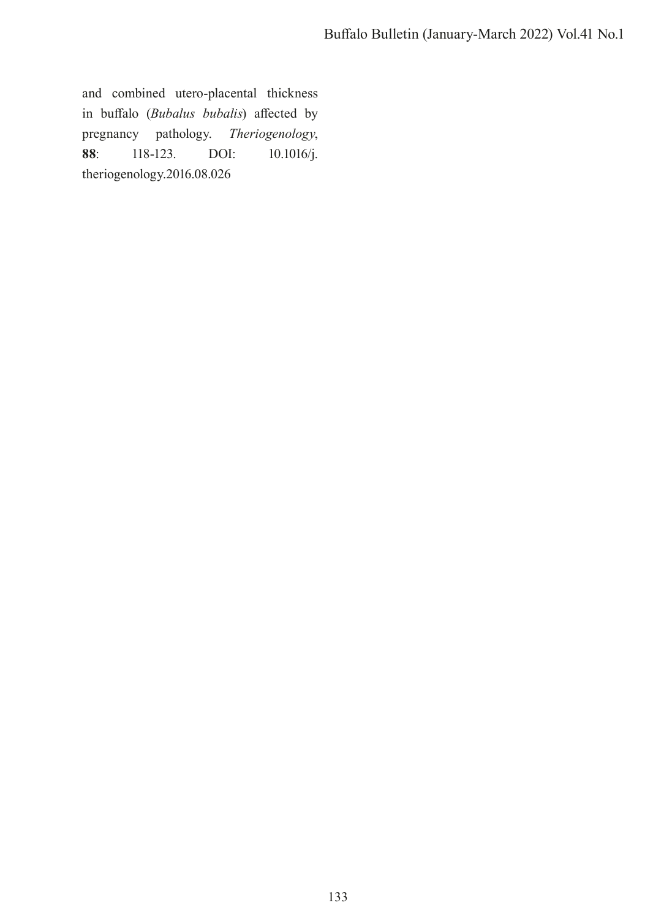and combined utero-placental thickness in buffalo (*Bubalus bubalis*) affected by pregnancy pathology. *Theriogenology*, **88**: 118-123. DOI: 10.1016/j.theriogenology.2016.08.026